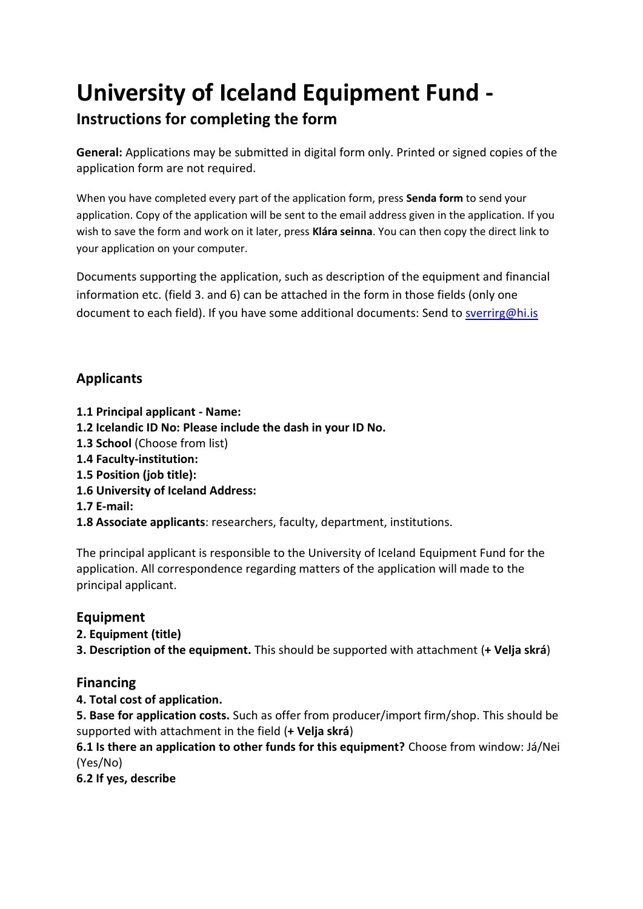# University of Iceland Equipment Fund -

## Instructions for completing the form

**General:** Applications may be submitted in digital form only. Printed or signed copies of the application form are not required.

When you have completed every part of the application form, press **Senda form** to send your application. Copy of the application will be sent to the email address given in the application. If you wish to save the form and work on it later, press **Klára seinna**. You can then copy the direct link to your application on your computer.

Documents supporting the application, such as description of the equipment and financial information etc. (field 3. and 6) can be attached in the form in those fields (only one document to each field). If you have some additional documents: Send to sverrirg@hi.is

### Applicants

**1.1 Principal applicant - Name:**
**1.2 Icelandic ID No: Please include the dash in your ID No.**
**1.3 School** (Choose from list)
**1.4 Faculty-institution:**
**1.5 Position (job title):**
**1.6 University of Iceland Address:**
**1.7 E-mail:**
**1.8 Associate applicants**: researchers, faculty, department, institutions.

The principal applicant is responsible to the University of Iceland Equipment Fund for the application. All correspondence regarding matters of the application will made to the principal applicant.

### Equipment

**2. Equipment (title)**
**3. Description of the equipment.** This should be supported with attachment (**+ Velja skrá**)

### Financing

**4. Total cost of application.**
**5. Base for application costs.** Such as offer from producer/import firm/shop. This should be supported with attachment in the field (**+ Velja skrá**)
**6.1 Is there an application to other funds for this equipment?** Choose from window: Já/Nei (Yes/No)
**6.2 If yes, describe**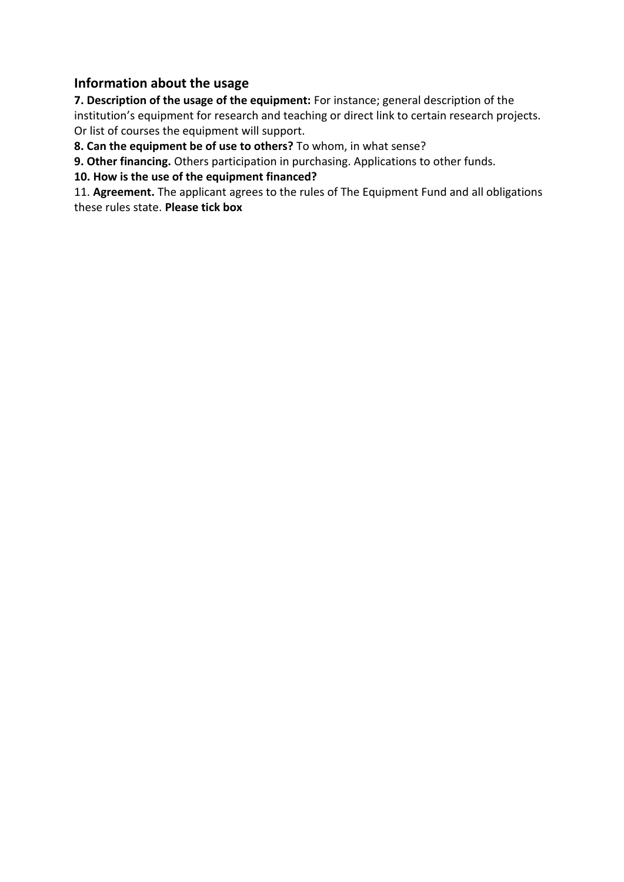## Information about the usage

**7. Description of the usage of the equipment:** For instance; general description of the institution's equipment for research and teaching or direct link to certain research projects. Or list of courses the equipment will support.

**8. Can the equipment be of use to others?** To whom, in what sense?

**9. Other financing.** Others participation in purchasing. Applications to other funds.

**10. How is the use of the equipment financed?**

11. **Agreement.** The applicant agrees to the rules of The Equipment Fund and all obligations these rules state. **Please tick box**